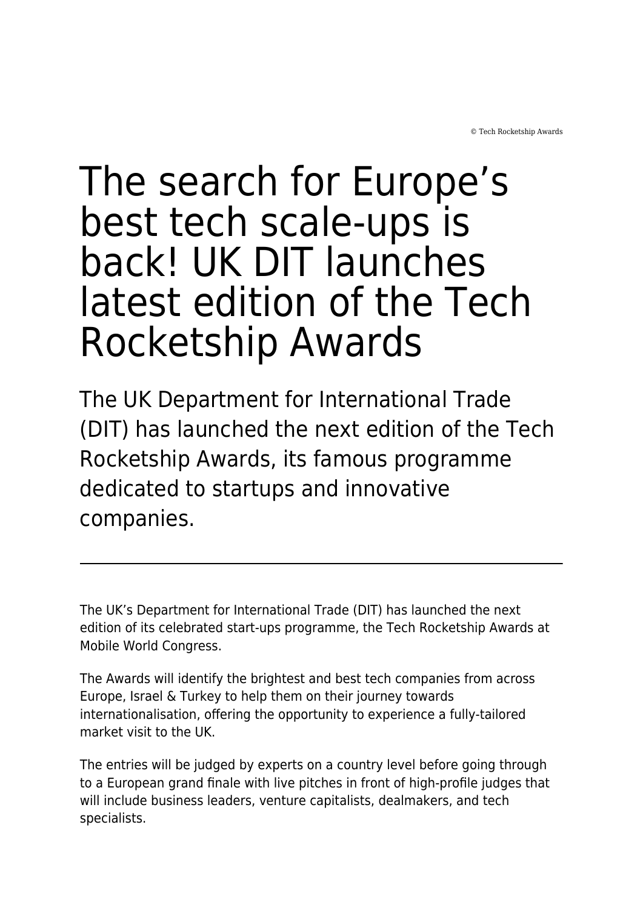© Tech Rocketship Awards

# The search for Europe’s best tech scale-ups is back! UK DIT launches latest edition of the Tech Rocketship Awards

## The UK Department for International Trade (DIT) has launched the next edition of the Tech Rocketship Awards, its famous programme dedicated to startups and innovative companies.

---

The UK’s Department for International Trade (DIT) has launched the next edition of its celebrated start-ups programme, the Tech Rocketship Awards at Mobile World Congress.

The Awards will identify the brightest and best tech companies from across Europe, Israel & Turkey to help them on their journey towards internationalisation, offering the opportunity to experience a fully-tailored market visit to the UK.

The entries will be judged by experts on a country level before going through to a European grand finale with live pitches in front of high-profile judges that will include business leaders, venture capitalists, dealmakers, and tech specialists.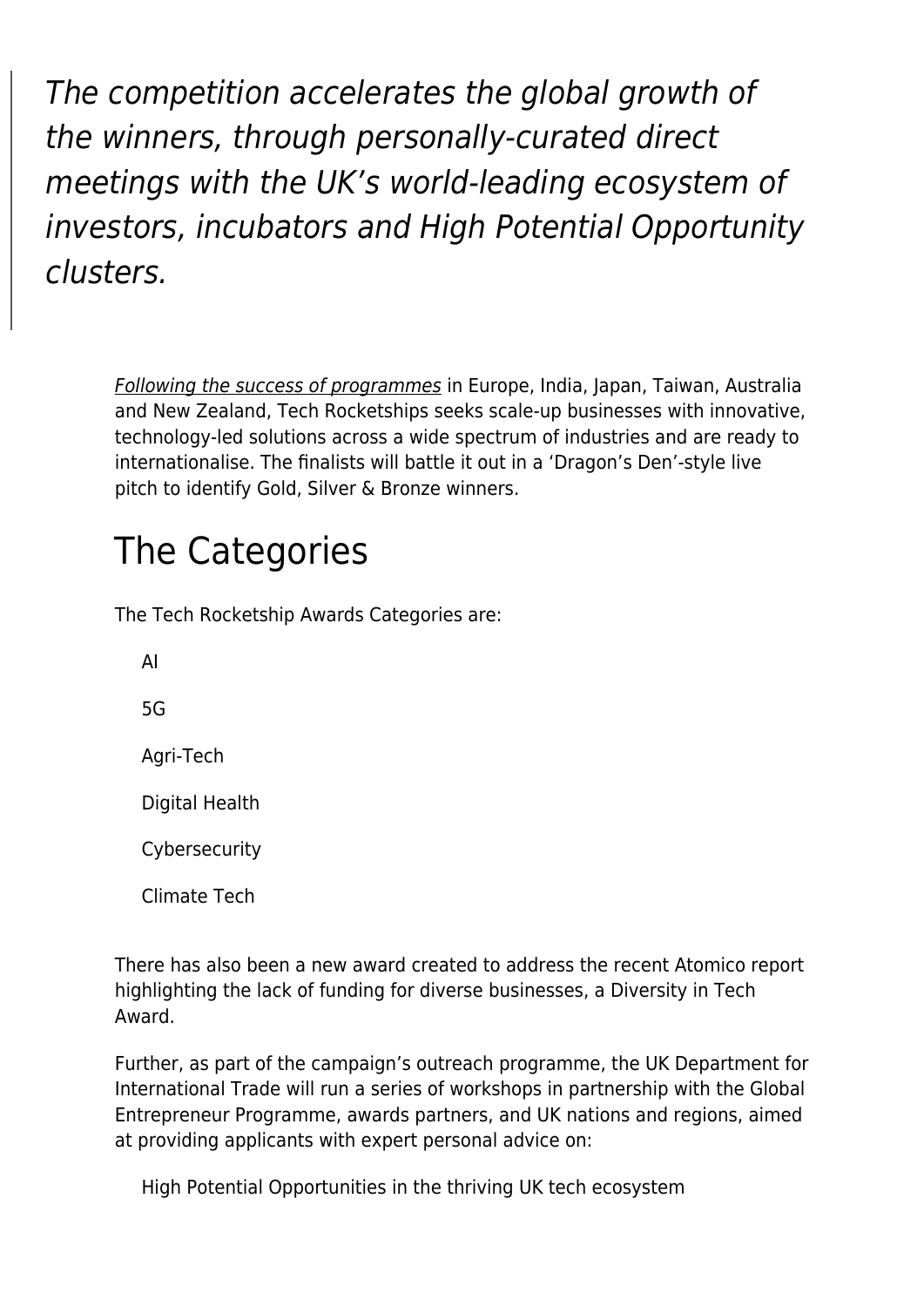> *The competition accelerates the global growth of the winners, through personally-curated direct meetings with the UK's world-leading ecosystem of investors, incubators and High Potential Opportunity clusters.*

*Following the success of programmes* in Europe, India, Japan, Taiwan, Australia and New Zealand, Tech Rocketships seeks scale-up businesses with innovative, technology-led solutions across a wide spectrum of industries and are ready to internationalise. The finalists will battle it out in a 'Dragon's Den'-style live pitch to identify Gold, Silver & Bronze winners.

## The Categories

The Tech Rocketship Awards Categories are:

- AI
- 5G
- Agri-Tech
- Digital Health
- Cybersecurity
- Climate Tech

There has also been a new award created to address the recent Atomico report highlighting the lack of funding for diverse businesses, a Diversity in Tech Award.

Further, as part of the campaign's outreach programme, the UK Department for International Trade will run a series of workshops in partnership with the Global Entrepreneur Programme, awards partners, and UK nations and regions, aimed at providing applicants with expert personal advice on:

- High Potential Opportunities in the thriving UK tech ecosystem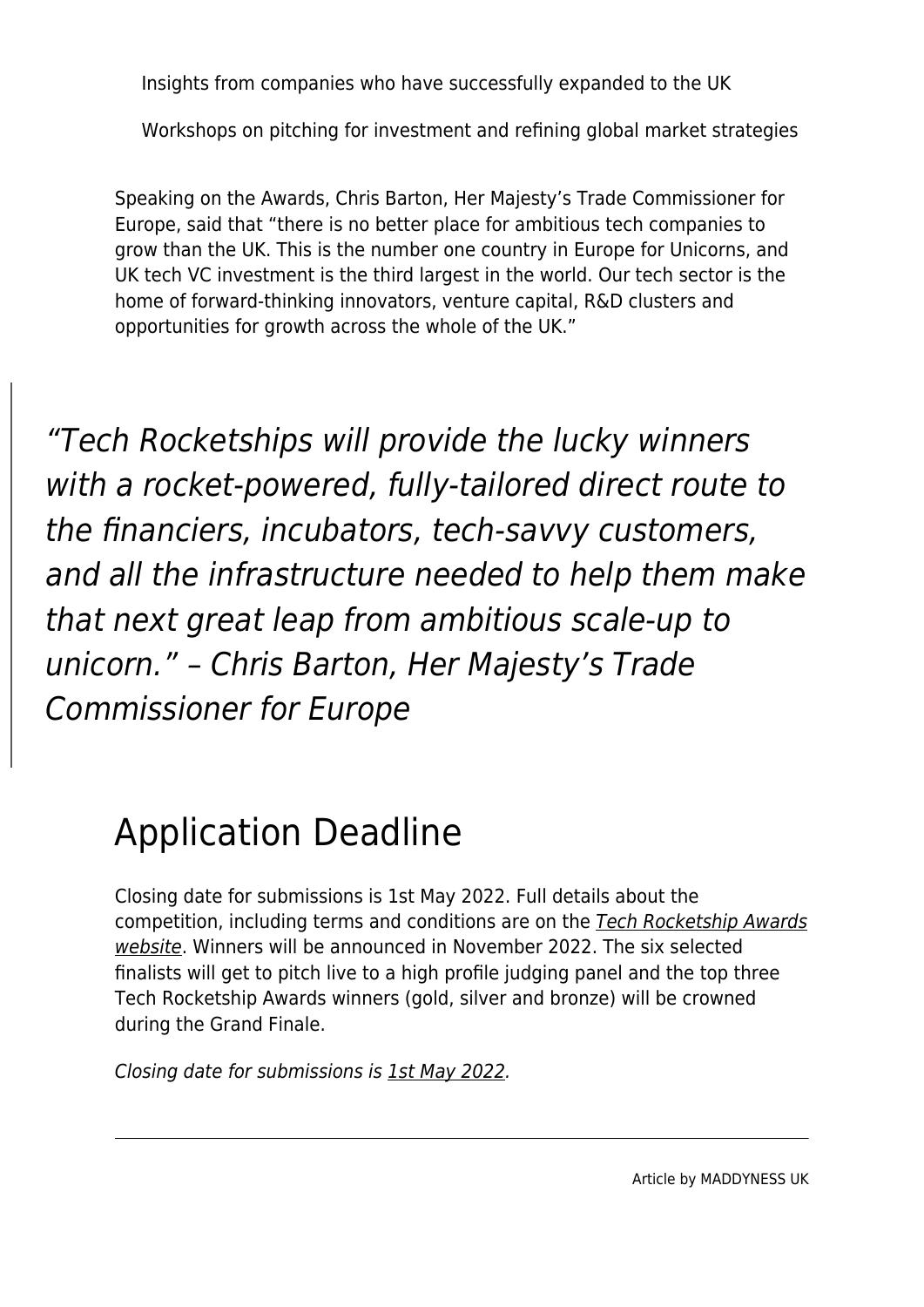- Insights from companies who have successfully expanded to the UK
- Workshops on pitching for investment and refining global market strategies

Speaking on the Awards, Chris Barton, Her Majesty's Trade Commissioner for Europe, said that "there is no better place for ambitious tech companies to grow than the UK. This is the number one country in Europe for Unicorns, and UK tech VC investment is the third largest in the world. Our tech sector is the home of forward-thinking innovators, venture capital, R&D clusters and opportunities for growth across the whole of the UK."

> *"Tech Rocketships will provide the lucky winners with a rocket-powered, fully-tailored direct route to the financiers, incubators, tech-savvy customers, and all the infrastructure needed to help them make that next great leap from ambitious scale-up to unicorn." – Chris Barton, Her Majesty's Trade Commissioner for Europe*

## Application Deadline

Closing date for submissions is 1st May 2022. Full details about the competition, including terms and conditions are on the *Tech Rocketship Awards website*. Winners will be announced in November 2022. The six selected finalists will get to pitch live to a high profile judging panel and the top three Tech Rocketship Awards winners (gold, silver and bronze) will be crowned during the Grand Finale.

*Closing date for submissions is 1st May 2022.*

---

Article by MADDYNESS UK